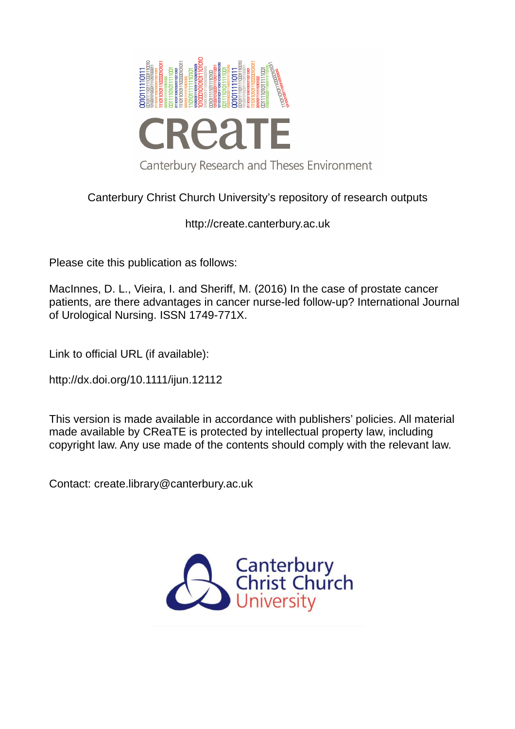Canterbury Research and Theses Environment

Canterbury Christ Church University's repository of research outputs

http://create.canterbury.ac.uk

Please cite this publication as follows:

MacInnes, D. L., Vieira, I. and Sheriff, M. (2016) In the case of prostate cancer patients, are there advantages in cancer nurse-led follow-up? International Journal of Urological Nursing. ISSN 1749-771X.

Link to official URL (if available):

http://dx.doi.org/10.1111/ijun.12112

This version is made available in accordance with publishers' policies. All material made available by CReaTE is protected by intellectual property law, including copyright law. Any use made of the contents should comply with the relevant law.

Contact: create.library@canterbury.ac.uk

Canterbury Christ Church University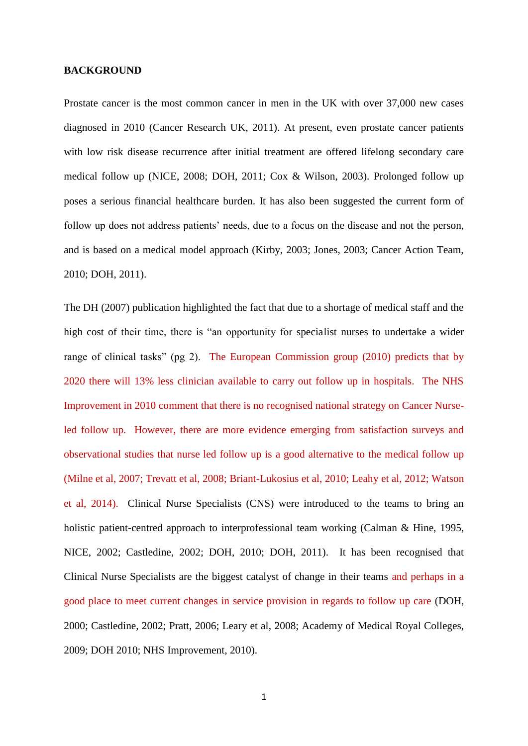**BACKGROUND**

Prostate cancer is the most common cancer in men in the UK with over 37,000 new cases diagnosed in 2010 (Cancer Research UK, 2011). At present, even prostate cancer patients with low risk disease recurrence after initial treatment are offered lifelong secondary care medical follow up (NICE, 2008; DOH, 2011; Cox & Wilson, 2003). Prolonged follow up poses a serious financial healthcare burden. It has also been suggested the current form of follow up does not address patients' needs, due to a focus on the disease and not the person, and is based on a medical model approach (Kirby, 2003; Jones, 2003; Cancer Action Team, 2010; DOH, 2011).

The DH (2007) publication highlighted the fact that due to a shortage of medical staff and the high cost of their time, there is "an opportunity for specialist nurses to undertake a wider range of clinical tasks" (pg 2). The European Commission group (2010) predicts that by 2020 there will 13% less clinician available to carry out follow up in hospitals. The NHS Improvement in 2010 comment that there is no recognised national strategy on Cancer Nurse-led follow up. However, there are more evidence emerging from satisfaction surveys and observational studies that nurse led follow up is a good alternative to the medical follow up (Milne et al, 2007; Trevatt et al, 2008; Briant-Lukosius et al, 2010; Leahy et al, 2012; Watson et al, 2014). Clinical Nurse Specialists (CNS) were introduced to the teams to bring an holistic patient-centred approach to interprofessional team working (Calman & Hine, 1995, NICE, 2002; Castledine, 2002; DOH, 2010; DOH, 2011). It has been recognised that Clinical Nurse Specialists are the biggest catalyst of change in their teams and perhaps in a good place to meet current changes in service provision in regards to follow up care (DOH, 2000; Castledine, 2002; Pratt, 2006; Leary et al, 2008; Academy of Medical Royal Colleges, 2009; DOH 2010; NHS Improvement, 2010).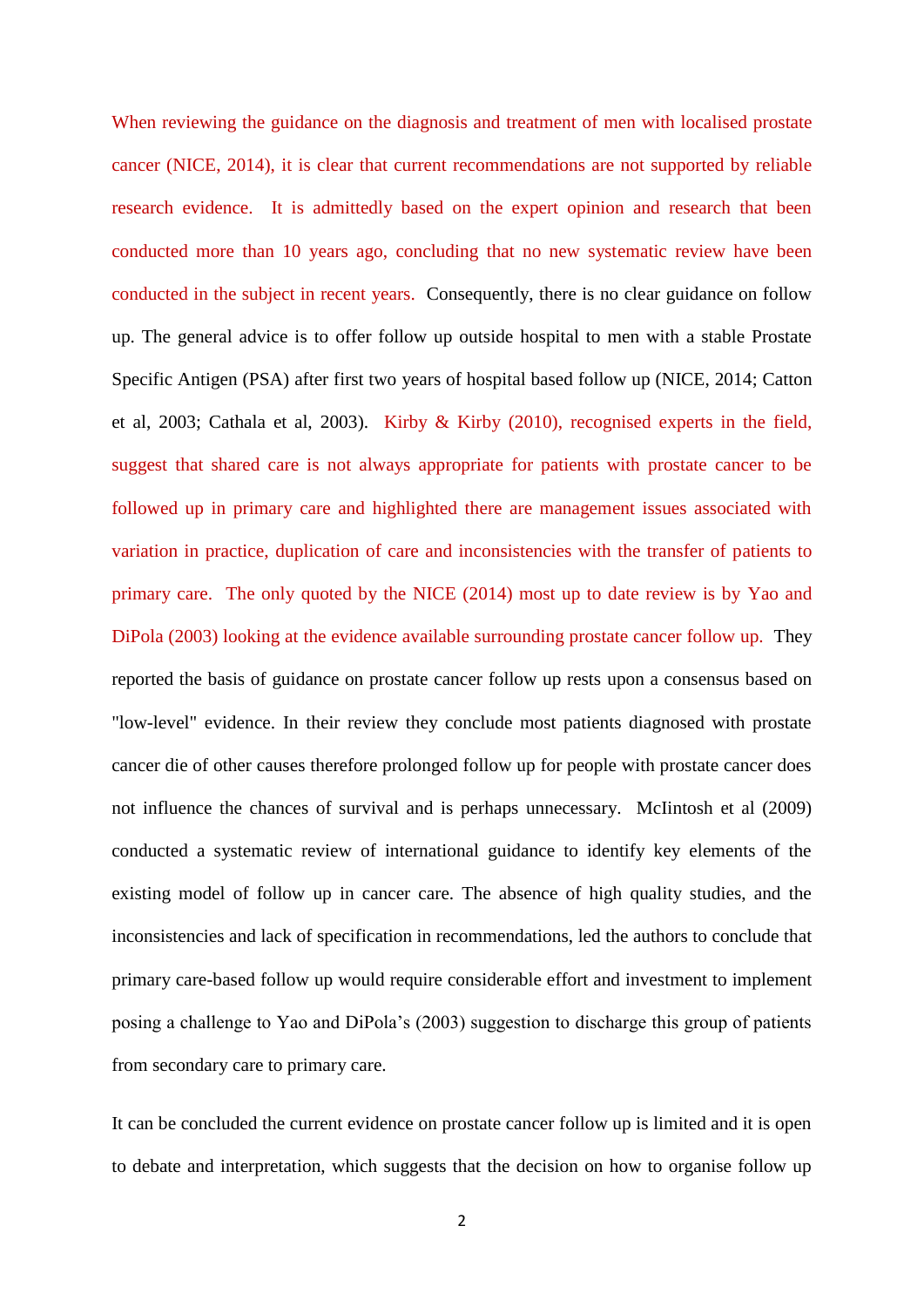When reviewing the guidance on the diagnosis and treatment of men with localised prostate cancer (NICE, 2014), it is clear that current recommendations are not supported by reliable research evidence. It is admittedly based on the expert opinion and research that been conducted more than 10 years ago, concluding that no new systematic review have been conducted in the subject in recent years. Consequently, there is no clear guidance on follow up. The general advice is to offer follow up outside hospital to men with a stable Prostate Specific Antigen (PSA) after first two years of hospital based follow up (NICE, 2014; Catton et al, 2003; Cathala et al, 2003). Kirby & Kirby (2010), recognised experts in the field, suggest that shared care is not always appropriate for patients with prostate cancer to be followed up in primary care and highlighted there are management issues associated with variation in practice, duplication of care and inconsistencies with the transfer of patients to primary care. The only quoted by the NICE (2014) most up to date review is by Yao and DiPola (2003) looking at the evidence available surrounding prostate cancer follow up. They reported the basis of guidance on prostate cancer follow up rests upon a consensus based on "low-level" evidence. In their review they conclude most patients diagnosed with prostate cancer die of other causes therefore prolonged follow up for people with prostate cancer does not influence the chances of survival and is perhaps unnecessary. McIintosh et al (2009) conducted a systematic review of international guidance to identify key elements of the existing model of follow up in cancer care. The absence of high quality studies, and the inconsistencies and lack of specification in recommendations, led the authors to conclude that primary care-based follow up would require considerable effort and investment to implement posing a challenge to Yao and DiPola's (2003) suggestion to discharge this group of patients from secondary care to primary care.

It can be concluded the current evidence on prostate cancer follow up is limited and it is open to debate and interpretation, which suggests that the decision on how to organise follow up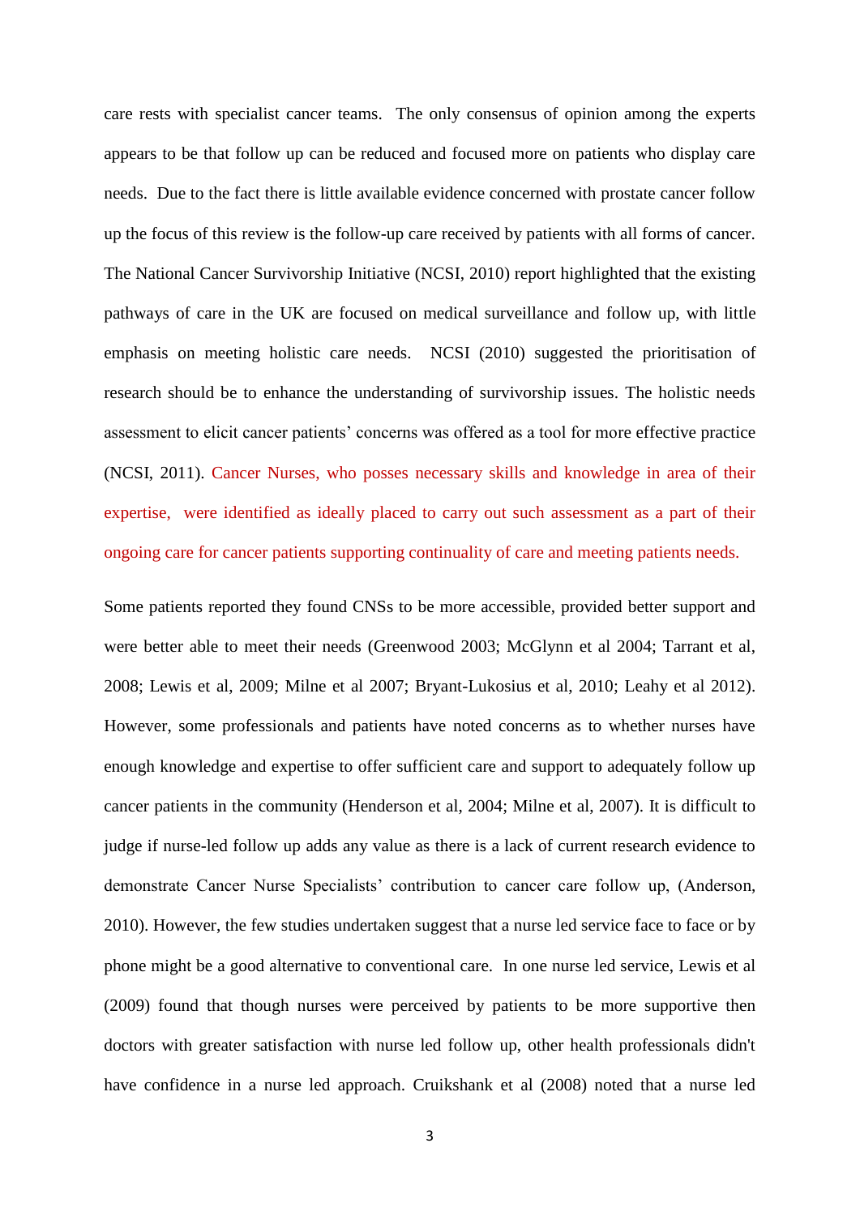care rests with specialist cancer teams. The only consensus of opinion among the experts appears to be that follow up can be reduced and focused more on patients who display care needs. Due to the fact there is little available evidence concerned with prostate cancer follow up the focus of this review is the follow-up care received by patients with all forms of cancer. The National Cancer Survivorship Initiative (NCSI, 2010) report highlighted that the existing pathways of care in the UK are focused on medical surveillance and follow up, with little emphasis on meeting holistic care needs. NCSI (2010) suggested the prioritisation of research should be to enhance the understanding of survivorship issues. The holistic needs assessment to elicit cancer patients' concerns was offered as a tool for more effective practice (NCSI, 2011). Cancer Nurses, who posses necessary skills and knowledge in area of their expertise, were identified as ideally placed to carry out such assessment as a part of their ongoing care for cancer patients supporting continuality of care and meeting patients needs.

Some patients reported they found CNSs to be more accessible, provided better support and were better able to meet their needs (Greenwood 2003; McGlynn et al 2004; Tarrant et al, 2008; Lewis et al, 2009; Milne et al 2007; Bryant-Lukosius et al, 2010; Leahy et al 2012). However, some professionals and patients have noted concerns as to whether nurses have enough knowledge and expertise to offer sufficient care and support to adequately follow up cancer patients in the community (Henderson et al, 2004; Milne et al, 2007). It is difficult to judge if nurse-led follow up adds any value as there is a lack of current research evidence to demonstrate Cancer Nurse Specialists' contribution to cancer care follow up, (Anderson, 2010). However, the few studies undertaken suggest that a nurse led service face to face or by phone might be a good alternative to conventional care. In one nurse led service, Lewis et al (2009) found that though nurses were perceived by patients to be more supportive then doctors with greater satisfaction with nurse led follow up, other health professionals didn't have confidence in a nurse led approach. Cruikshank et al (2008) noted that a nurse led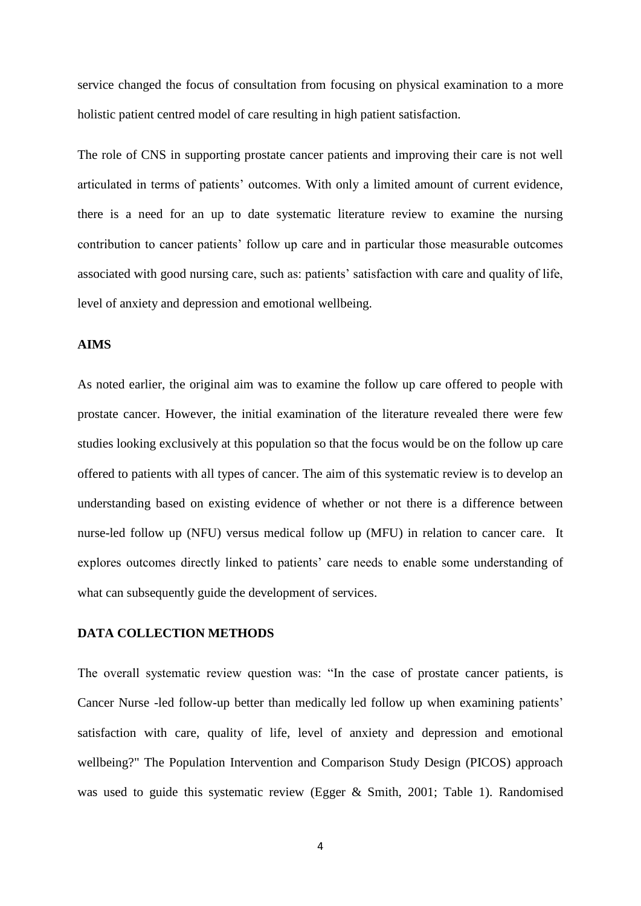service changed the focus of consultation from focusing on physical examination to a more holistic patient centred model of care resulting in high patient satisfaction.

The role of CNS in supporting prostate cancer patients and improving their care is not well articulated in terms of patients' outcomes. With only a limited amount of current evidence, there is a need for an up to date systematic literature review to examine the nursing contribution to cancer patients' follow up care and in particular those measurable outcomes associated with good nursing care, such as: patients' satisfaction with care and quality of life, level of anxiety and depression and emotional wellbeing.

## AIMS

As noted earlier, the original aim was to examine the follow up care offered to people with prostate cancer. However, the initial examination of the literature revealed there were few studies looking exclusively at this population so that the focus would be on the follow up care offered to patients with all types of cancer. The aim of this systematic review is to develop an understanding based on existing evidence of whether or not there is a difference between nurse-led follow up (NFU) versus medical follow up (MFU) in relation to cancer care. It explores outcomes directly linked to patients' care needs to enable some understanding of what can subsequently guide the development of services.

## DATA COLLECTION METHODS

The overall systematic review question was: "In the case of prostate cancer patients, is Cancer Nurse -led follow-up better than medically led follow up when examining patients' satisfaction with care, quality of life, level of anxiety and depression and emotional wellbeing?" The Population Intervention and Comparison Study Design (PICOS) approach was used to guide this systematic review (Egger & Smith, 2001; Table 1). Randomised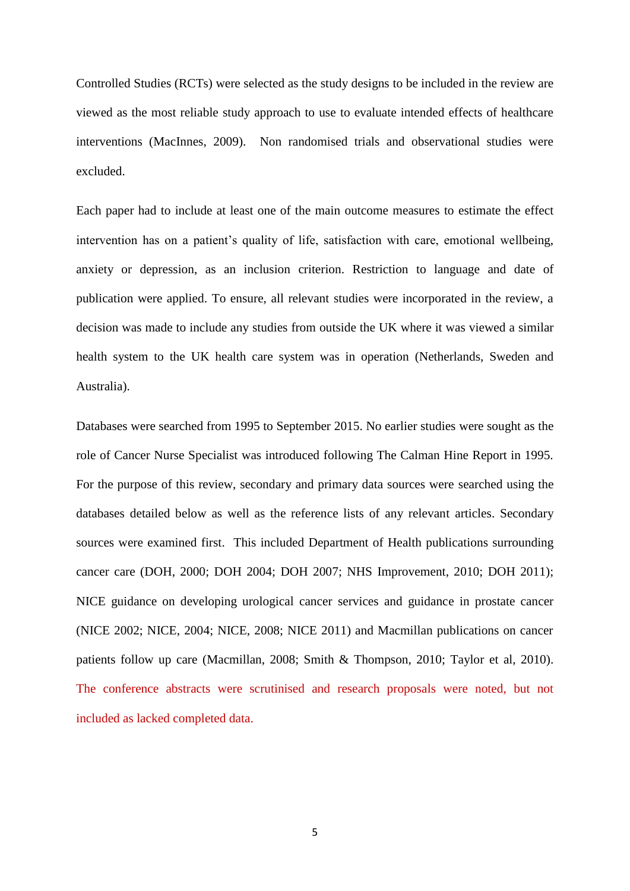Controlled Studies (RCTs) were selected as the study designs to be included in the review are viewed as the most reliable study approach to use to evaluate intended effects of healthcare interventions (MacInnes, 2009). Non randomised trials and observational studies were excluded.

Each paper had to include at least one of the main outcome measures to estimate the effect intervention has on a patient's quality of life, satisfaction with care, emotional wellbeing, anxiety or depression, as an inclusion criterion. Restriction to language and date of publication were applied. To ensure, all relevant studies were incorporated in the review, a decision was made to include any studies from outside the UK where it was viewed a similar health system to the UK health care system was in operation (Netherlands, Sweden and Australia).

Databases were searched from 1995 to September 2015. No earlier studies were sought as the role of Cancer Nurse Specialist was introduced following The Calman Hine Report in 1995. For the purpose of this review, secondary and primary data sources were searched using the databases detailed below as well as the reference lists of any relevant articles. Secondary sources were examined first. This included Department of Health publications surrounding cancer care (DOH, 2000; DOH 2004; DOH 2007; NHS Improvement, 2010; DOH 2011); NICE guidance on developing urological cancer services and guidance in prostate cancer (NICE 2002; NICE, 2004; NICE, 2008; NICE 2011) and Macmillan publications on cancer patients follow up care (Macmillan, 2008; Smith & Thompson, 2010; Taylor et al, 2010). The conference abstracts were scrutinised and research proposals were noted, but not included as lacked completed data.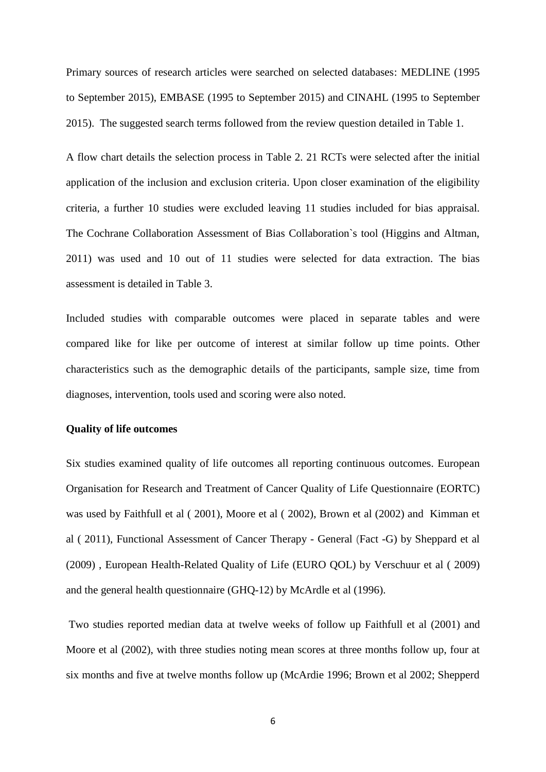Primary sources of research articles were searched on selected databases: MEDLINE (1995 to September 2015), EMBASE (1995 to September 2015) and CINAHL (1995 to September 2015). The suggested search terms followed from the review question detailed in Table 1.

A flow chart details the selection process in Table 2. 21 RCTs were selected after the initial application of the inclusion and exclusion criteria. Upon closer examination of the eligibility criteria, a further 10 studies were excluded leaving 11 studies included for bias appraisal. The Cochrane Collaboration Assessment of Bias Collaboration`s tool (Higgins and Altman, 2011) was used and 10 out of 11 studies were selected for data extraction. The bias assessment is detailed in Table 3.

Included studies with comparable outcomes were placed in separate tables and were compared like for like per outcome of interest at similar follow up time points. Other characteristics such as the demographic details of the participants, sample size, time from diagnoses, intervention, tools used and scoring were also noted.

**Quality of life outcomes**

Six studies examined quality of life outcomes all reporting continuous outcomes. European Organisation for Research and Treatment of Cancer Quality of Life Questionnaire (EORTC) was used by Faithfull et al ( 2001), Moore et al ( 2002), Brown et al (2002) and Kimman et al ( 2011), Functional Assessment of Cancer Therapy - General (Fact -G) by Sheppard et al (2009) , European Health-Related Quality of Life (EURO QOL) by Verschuur et al ( 2009) and the general health questionnaire (GHQ-12) by McArdle et al (1996).

Two studies reported median data at twelve weeks of follow up Faithfull et al (2001) and Moore et al (2002), with three studies noting mean scores at three months follow up, four at six months and five at twelve months follow up (McArdie 1996; Brown et al 2002; Shepperd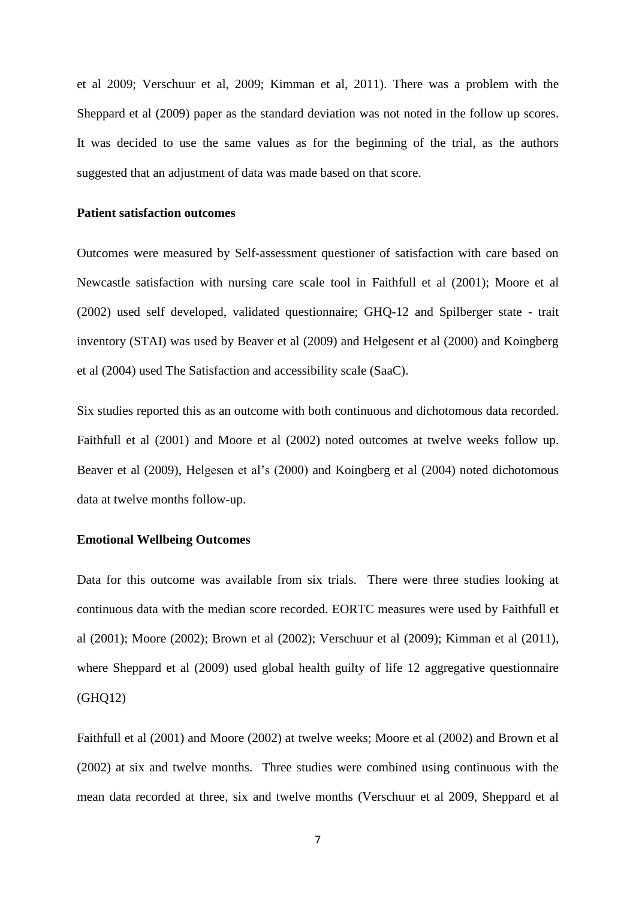et al 2009; Verschuur et al, 2009; Kimman et al, 2011). There was a problem with the Sheppard et al (2009) paper as the standard deviation was not noted in the follow up scores. It was decided to use the same values as for the beginning of the trial, as the authors suggested that an adjustment of data was made based on that score.

**Patient satisfaction outcomes**

Outcomes were measured by Self-assessment questioner of satisfaction with care based on Newcastle satisfaction with nursing care scale tool in Faithfull et al (2001); Moore et al (2002) used self developed, validated questionnaire; GHQ-12 and Spilberger state - trait inventory (STAI) was used by Beaver et al (2009) and Helgesent et al (2000) and Koingberg et al (2004) used The Satisfaction and accessibility scale (SaaC).

Six studies reported this as an outcome with both continuous and dichotomous data recorded. Faithfull et al (2001) and Moore et al (2002) noted outcomes at twelve weeks follow up. Beaver et al (2009), Helgesen et al's (2000) and Koingberg et al (2004) noted dichotomous data at twelve months follow-up.

**Emotional Wellbeing Outcomes**

Data for this outcome was available from six trials. There were three studies looking at continuous data with the median score recorded. EORTC measures were used by Faithfull et al (2001); Moore (2002); Brown et al (2002); Verschuur et al (2009); Kimman et al (2011), where Sheppard et al (2009) used global health guilty of life 12 aggregative questionnaire (GHQ12)

Faithfull et al (2001) and Moore (2002) at twelve weeks; Moore et al (2002) and Brown et al (2002) at six and twelve months. Three studies were combined using continuous with the mean data recorded at three, six and twelve months (Verschuur et al 2009, Sheppard et al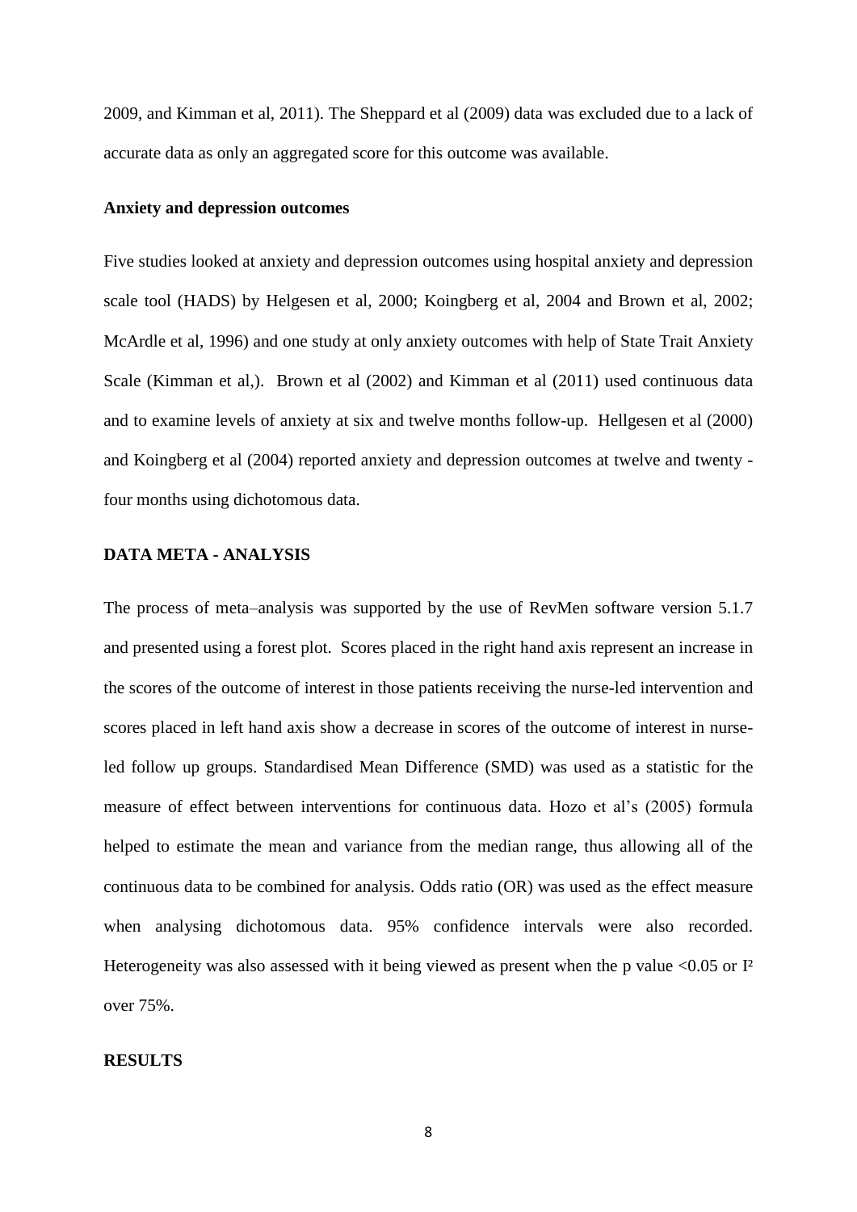2009, and Kimman et al, 2011). The Sheppard et al (2009) data was excluded due to a lack of accurate data as only an aggregated score for this outcome was available.

**Anxiety and depression outcomes**

Five studies looked at anxiety and depression outcomes using hospital anxiety and depression scale tool (HADS) by Helgesen et al, 2000; Koingberg et al, 2004 and Brown et al, 2002; McArdle et al, 1996) and one study at only anxiety outcomes with help of State Trait Anxiety Scale (Kimman et al,). Brown et al (2002) and Kimman et al (2011) used continuous data and to examine levels of anxiety at six and twelve months follow-up. Hellgesen et al (2000) and Koingberg et al (2004) reported anxiety and depression outcomes at twelve and twenty - four months using dichotomous data.

**DATA META - ANALYSIS**

The process of meta–analysis was supported by the use of RevMen software version 5.1.7 and presented using a forest plot. Scores placed in the right hand axis represent an increase in the scores of the outcome of interest in those patients receiving the nurse-led intervention and scores placed in left hand axis show a decrease in scores of the outcome of interest in nurse-led follow up groups. Standardised Mean Difference (SMD) was used as a statistic for the measure of effect between interventions for continuous data. Hozo et al's (2005) formula helped to estimate the mean and variance from the median range, thus allowing all of the continuous data to be combined for analysis. Odds ratio (OR) was used as the effect measure when analysing dichotomous data. 95% confidence intervals were also recorded. Heterogeneity was also assessed with it being viewed as present when the p value $<0.05$ or $I^2$ over 75%.

**RESULTS**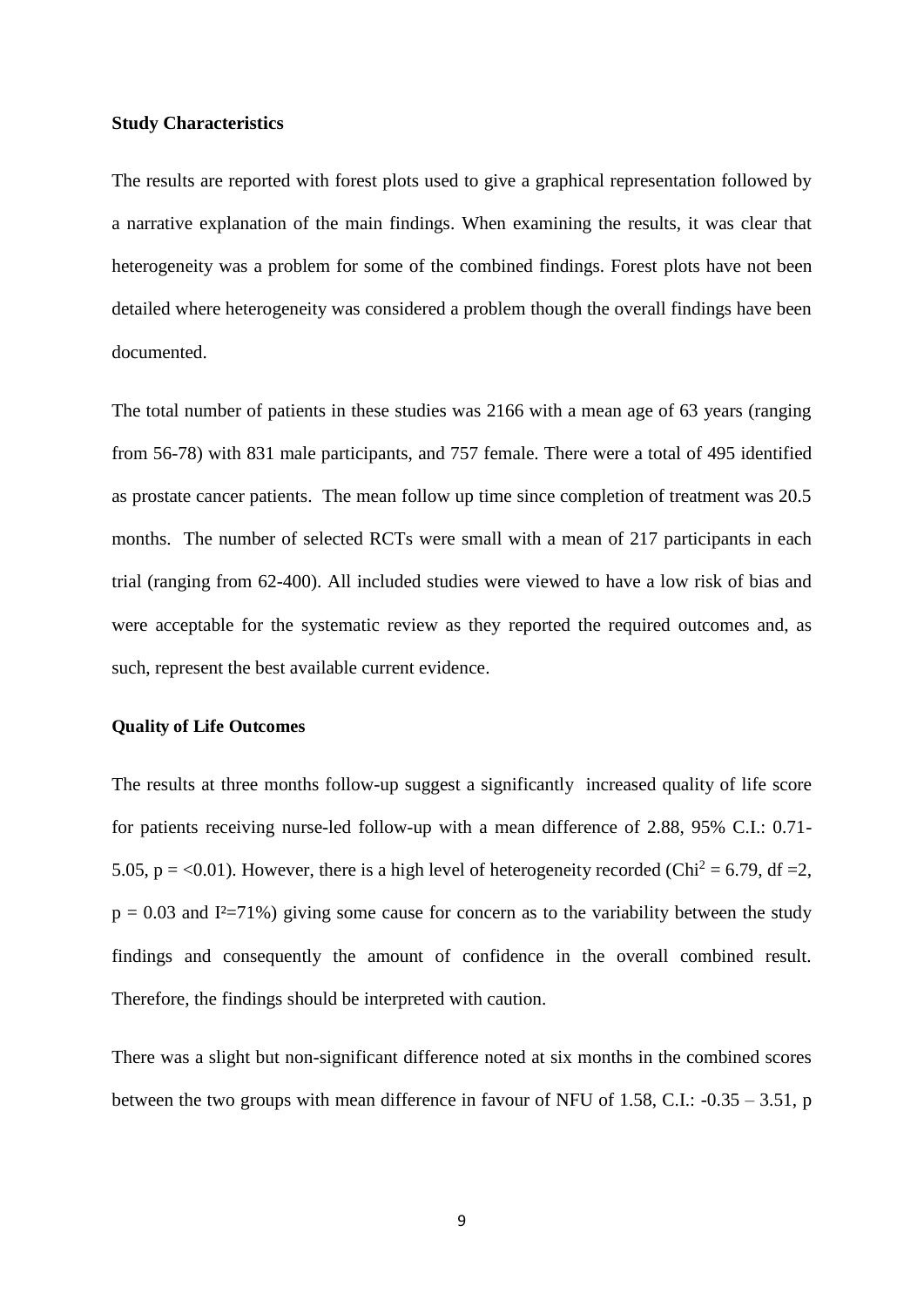**Study Characteristics**

The results are reported with forest plots used to give a graphical representation followed by a narrative explanation of the main findings. When examining the results, it was clear that heterogeneity was a problem for some of the combined findings. Forest plots have not been detailed where heterogeneity was considered a problem though the overall findings have been documented.

The total number of patients in these studies was 2166 with a mean age of 63 years (ranging from 56-78) with 831 male participants, and 757 female. There were a total of 495 identified as prostate cancer patients. The mean follow up time since completion of treatment was 20.5 months. The number of selected RCTs were small with a mean of 217 participants in each trial (ranging from 62-400). All included studies were viewed to have a low risk of bias and were acceptable for the systematic review as they reported the required outcomes and, as such, represent the best available current evidence.

**Quality of Life Outcomes**

The results at three months follow-up suggest a significantly increased quality of life score for patients receiving nurse-led follow-up with a mean difference of 2.88, 95% C.I.: 0.71-5.05, $p = <0.01$). However, there is a high level of heterogeneity recorded ($Chi^2 = 6.79$, df =2, $p = 0.03$ and $I^2=71\%$) giving some cause for concern as to the variability between the study findings and consequently the amount of confidence in the overall combined result. Therefore, the findings should be interpreted with caution.

There was a slight but non-significant difference noted at six months in the combined scores between the two groups with mean difference in favour of NFU of 1.58, C.I.: -0.35 – 3.51, p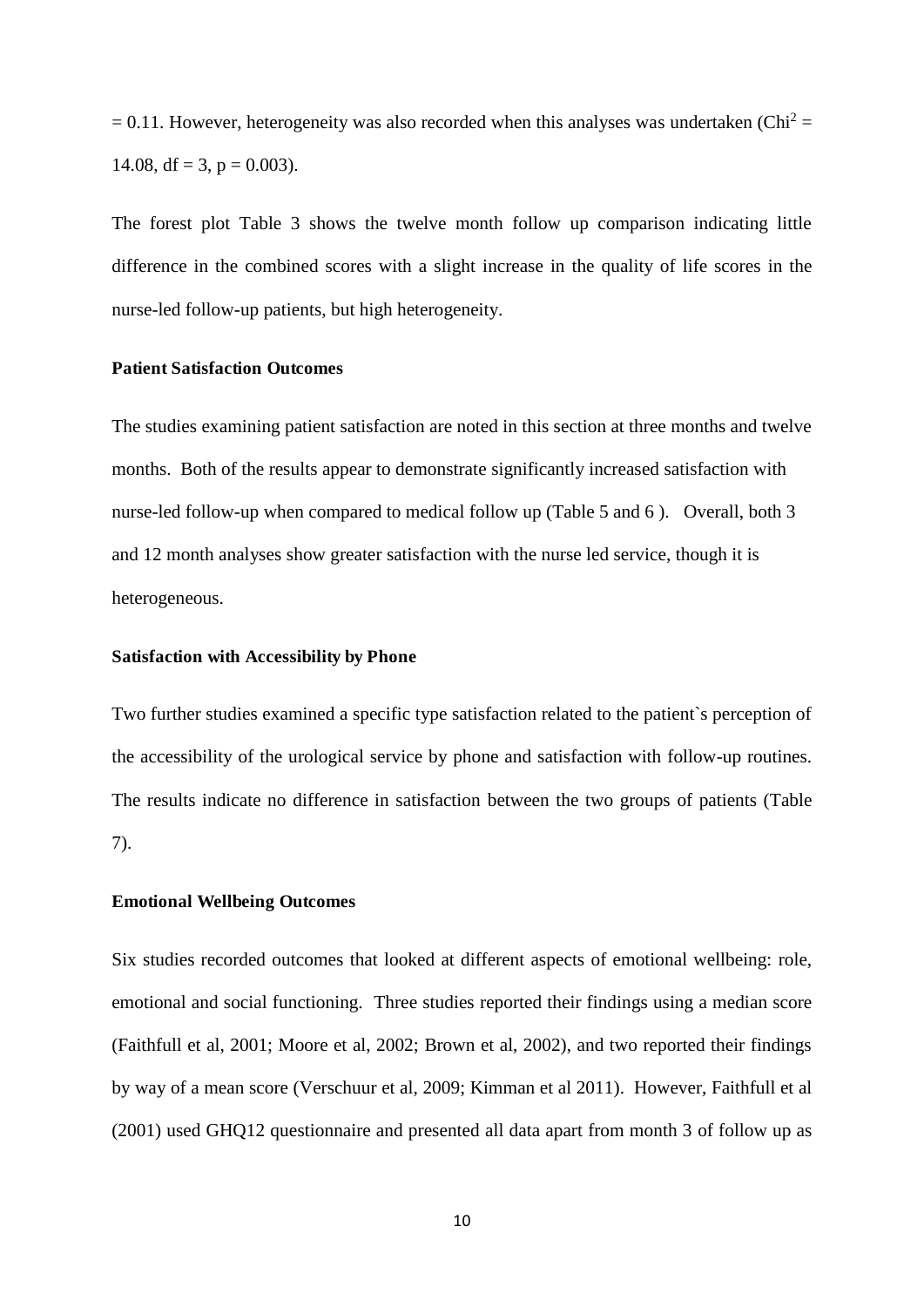= 0.11. However, heterogeneity was also recorded when this analyses was undertaken ($Chi^2$ = 14.08, df = 3, p = 0.003).

The forest plot Table 3 shows the twelve month follow up comparison indicating little difference in the combined scores with a slight increase in the quality of life scores in the nurse-led follow-up patients, but high heterogeneity.

**Patient Satisfaction Outcomes**

The studies examining patient satisfaction are noted in this section at three months and twelve months. Both of the results appear to demonstrate significantly increased satisfaction with nurse-led follow-up when compared to medical follow up (Table 5 and 6 ). Overall, both 3 and 12 month analyses show greater satisfaction with the nurse led service, though it is heterogeneous.

**Satisfaction with Accessibility by Phone**

Two further studies examined a specific type satisfaction related to the patient`s perception of the accessibility of the urological service by phone and satisfaction with follow-up routines. The results indicate no difference in satisfaction between the two groups of patients (Table 7).

**Emotional Wellbeing Outcomes**

Six studies recorded outcomes that looked at different aspects of emotional wellbeing: role, emotional and social functioning. Three studies reported their findings using a median score (Faithfull et al, 2001; Moore et al, 2002; Brown et al, 2002), and two reported their findings by way of a mean score (Verschuur et al, 2009; Kimman et al 2011). However, Faithfull et al (2001) used GHQ12 questionnaire and presented all data apart from month 3 of follow up as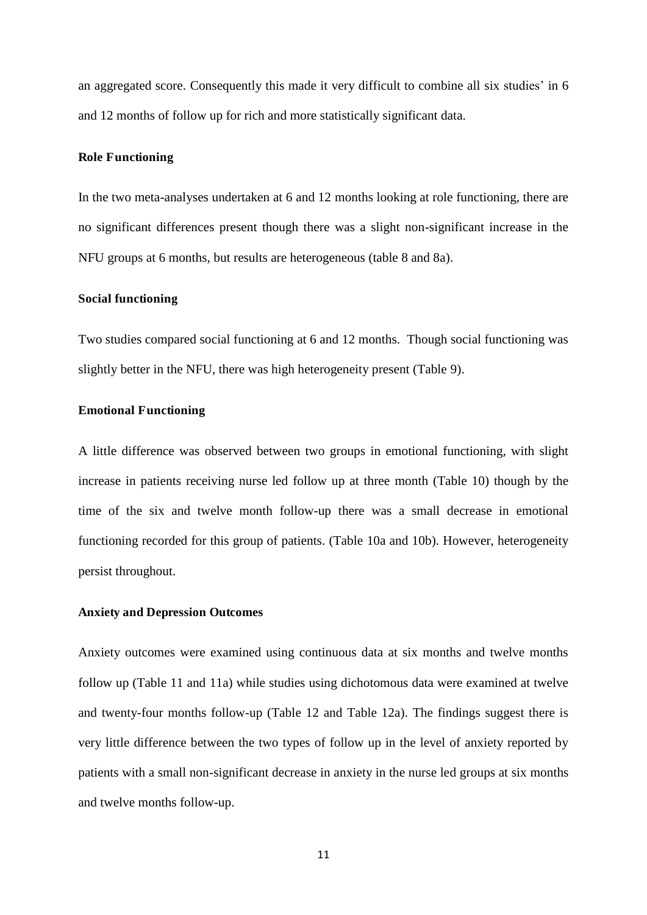an aggregated score. Consequently this made it very difficult to combine all six studies' in 6 and 12 months of follow up for rich and more statistically significant data.

### Role Functioning

In the two meta-analyses undertaken at 6 and 12 months looking at role functioning, there are no significant differences present though there was a slight non-significant increase in the NFU groups at 6 months, but results are heterogeneous (table 8 and 8a).

### Social functioning

Two studies compared social functioning at 6 and 12 months. Though social functioning was slightly better in the NFU, there was high heterogeneity present (Table 9).

### Emotional Functioning

A little difference was observed between two groups in emotional functioning, with slight increase in patients receiving nurse led follow up at three month (Table 10) though by the time of the six and twelve month follow-up there was a small decrease in emotional functioning recorded for this group of patients. (Table 10a and 10b). However, heterogeneity persist throughout.

### Anxiety and Depression Outcomes

Anxiety outcomes were examined using continuous data at six months and twelve months follow up (Table 11 and 11a) while studies using dichotomous data were examined at twelve and twenty-four months follow-up (Table 12 and Table 12a). The findings suggest there is very little difference between the two types of follow up in the level of anxiety reported by patients with a small non-significant decrease in anxiety in the nurse led groups at six months and twelve months follow-up.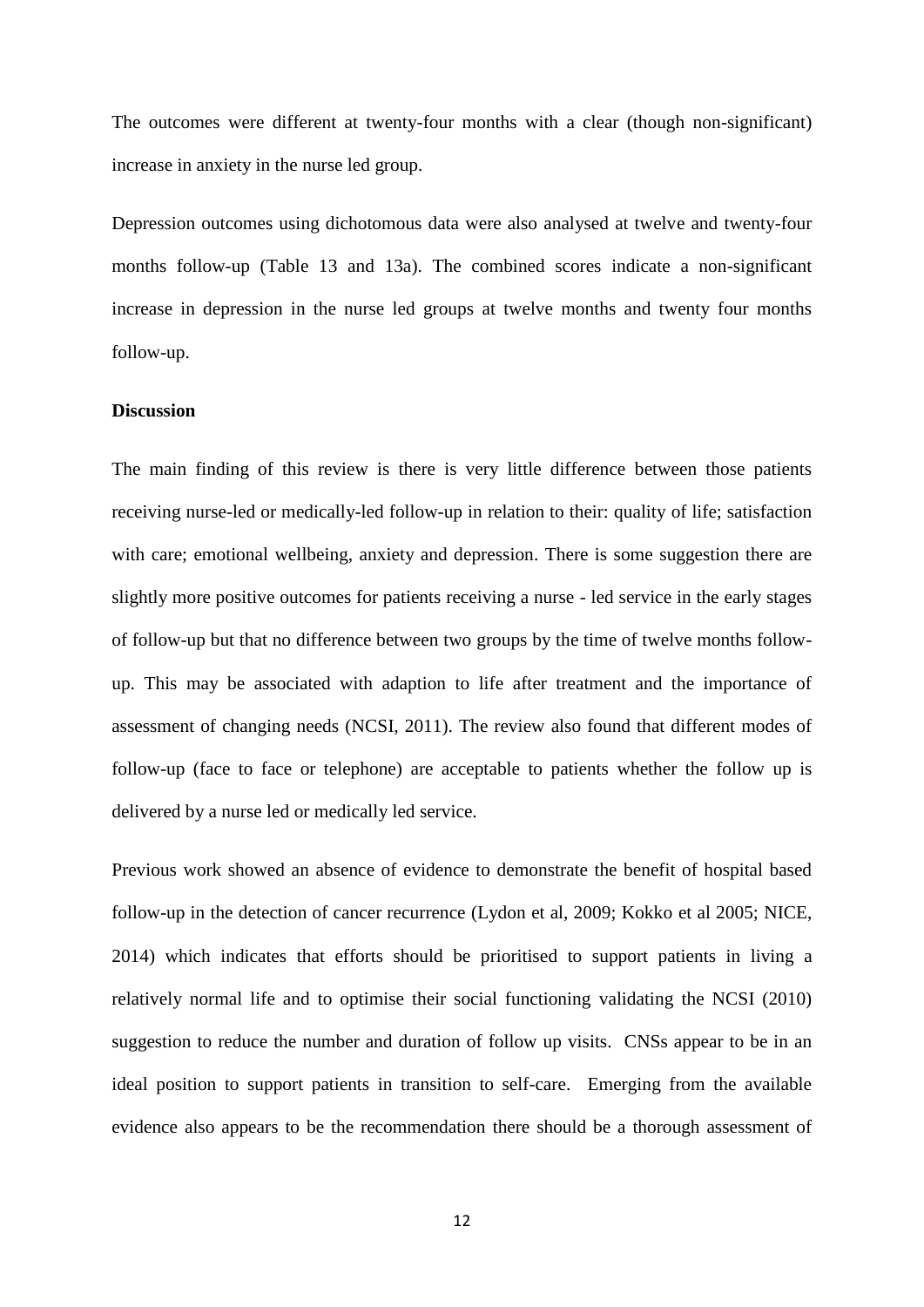The outcomes were different at twenty-four months with a clear (though non-significant) increase in anxiety in the nurse led group.

Depression outcomes using dichotomous data were also analysed at twelve and twenty-four months follow-up (Table 13 and 13a). The combined scores indicate a non-significant increase in depression in the nurse led groups at twelve months and twenty four months follow-up.

**Discussion**

The main finding of this review is there is very little difference between those patients receiving nurse-led or medically-led follow-up in relation to their: quality of life; satisfaction with care; emotional wellbeing, anxiety and depression. There is some suggestion there are slightly more positive outcomes for patients receiving a nurse - led service in the early stages of follow-up but that no difference between two groups by the time of twelve months follow-up. This may be associated with adaption to life after treatment and the importance of assessment of changing needs (NCSI, 2011). The review also found that different modes of follow-up (face to face or telephone) are acceptable to patients whether the follow up is delivered by a nurse led or medically led service.

Previous work showed an absence of evidence to demonstrate the benefit of hospital based follow-up in the detection of cancer recurrence (Lydon et al, 2009; Kokko et al 2005; NICE, 2014) which indicates that efforts should be prioritised to support patients in living a relatively normal life and to optimise their social functioning validating the NCSI (2010) suggestion to reduce the number and duration of follow up visits. CNSs appear to be in an ideal position to support patients in transition to self-care. Emerging from the available evidence also appears to be the recommendation there should be a thorough assessment of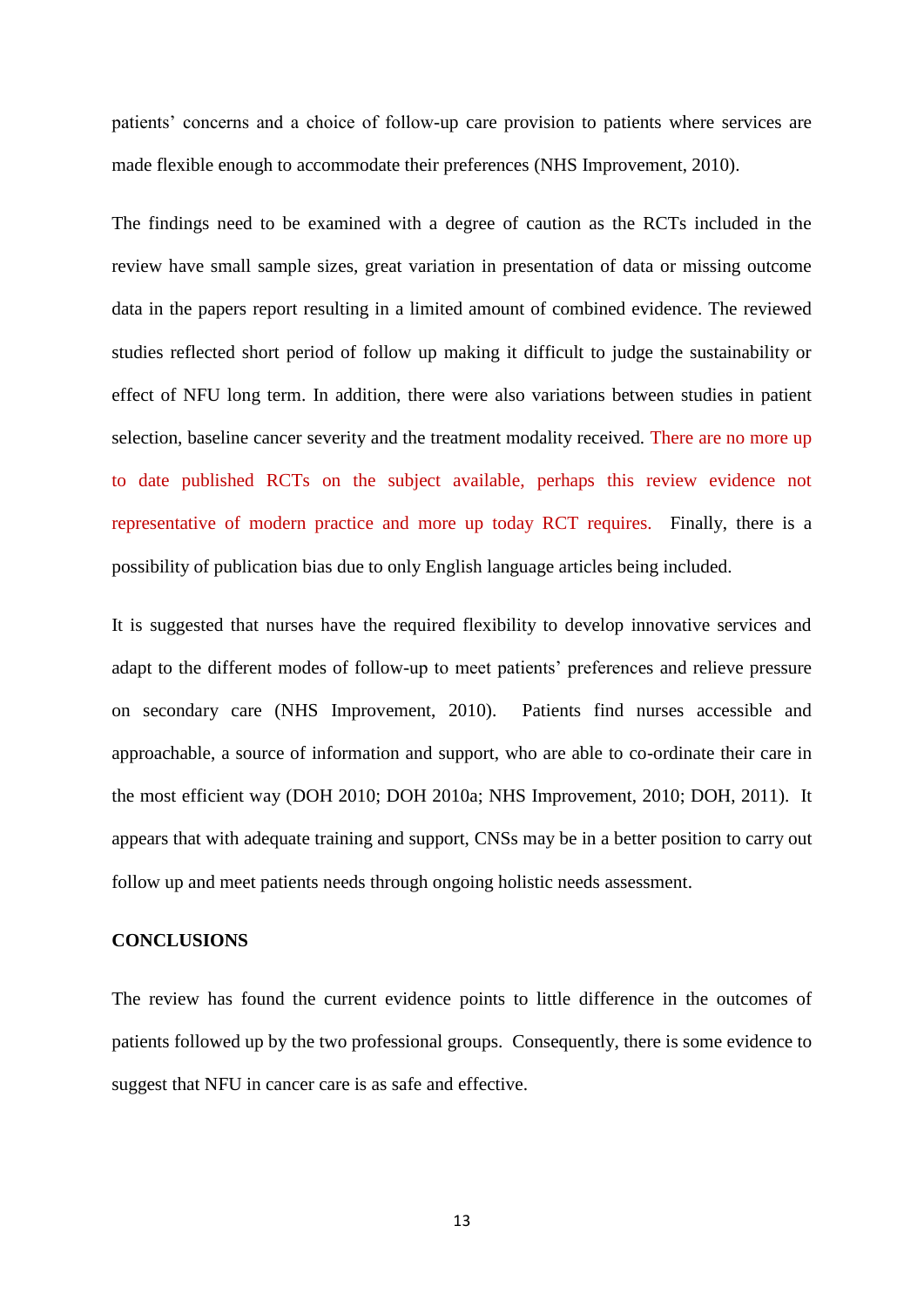patients' concerns and a choice of follow-up care provision to patients where services are made flexible enough to accommodate their preferences (NHS Improvement, 2010).

The findings need to be examined with a degree of caution as the RCTs included in the review have small sample sizes, great variation in presentation of data or missing outcome data in the papers report resulting in a limited amount of combined evidence. The reviewed studies reflected short period of follow up making it difficult to judge the sustainability or effect of NFU long term. In addition, there were also variations between studies in patient selection, baseline cancer severity and the treatment modality received. There are no more up to date published RCTs on the subject available, perhaps this review evidence not representative of modern practice and more up today RCT requires. Finally, there is a possibility of publication bias due to only English language articles being included.

It is suggested that nurses have the required flexibility to develop innovative services and adapt to the different modes of follow-up to meet patients' preferences and relieve pressure on secondary care (NHS Improvement, 2010). Patients find nurses accessible and approachable, a source of information and support, who are able to co-ordinate their care in the most efficient way (DOH 2010; DOH 2010a; NHS Improvement, 2010; DOH, 2011). It appears that with adequate training and support, CNSs may be in a better position to carry out follow up and meet patients needs through ongoing holistic needs assessment.

## CONCLUSIONS

The review has found the current evidence points to little difference in the outcomes of patients followed up by the two professional groups. Consequently, there is some evidence to suggest that NFU in cancer care is as safe and effective.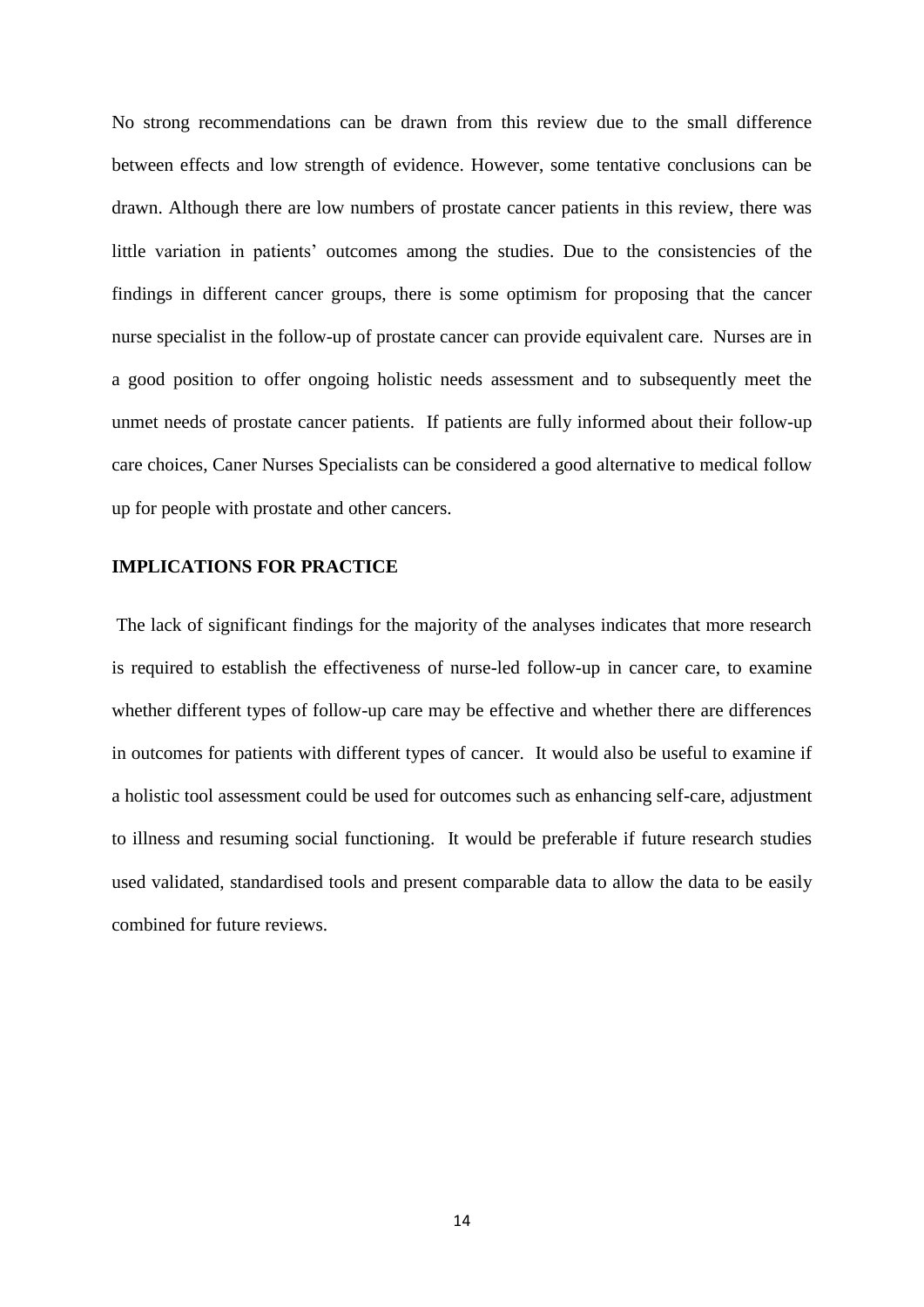No strong recommendations can be drawn from this review due to the small difference between effects and low strength of evidence. However, some tentative conclusions can be drawn. Although there are low numbers of prostate cancer patients in this review, there was little variation in patients' outcomes among the studies. Due to the consistencies of the findings in different cancer groups, there is some optimism for proposing that the cancer nurse specialist in the follow-up of prostate cancer can provide equivalent care. Nurses are in a good position to offer ongoing holistic needs assessment and to subsequently meet the unmet needs of prostate cancer patients. If patients are fully informed about their follow-up care choices, Caner Nurses Specialists can be considered a good alternative to medical follow up for people with prostate and other cancers.

## IMPLICATIONS FOR PRACTICE

The lack of significant findings for the majority of the analyses indicates that more research is required to establish the effectiveness of nurse-led follow-up in cancer care, to examine whether different types of follow-up care may be effective and whether there are differences in outcomes for patients with different types of cancer. It would also be useful to examine if a holistic tool assessment could be used for outcomes such as enhancing self-care, adjustment to illness and resuming social functioning. It would be preferable if future research studies used validated, standardised tools and present comparable data to allow the data to be easily combined for future reviews.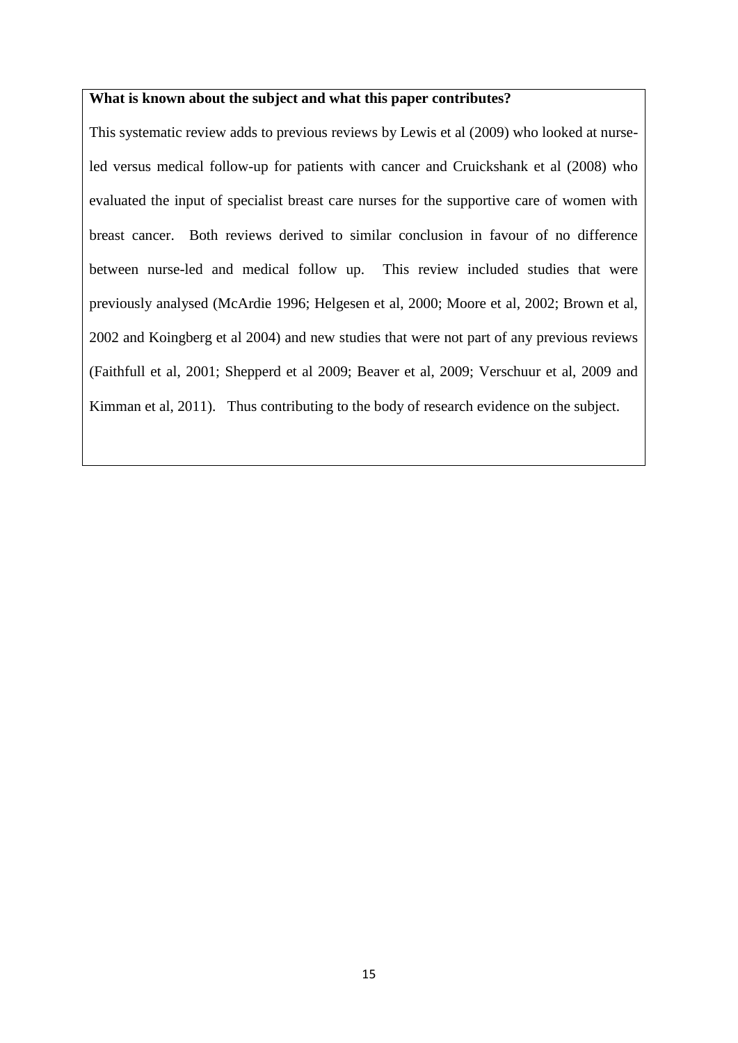**What is known about the subject and what this paper contributes?**

This systematic review adds to previous reviews by Lewis et al (2009) who looked at nurse-led versus medical follow-up for patients with cancer and Cruickshank et al (2008) who evaluated the input of specialist breast care nurses for the supportive care of women with breast cancer. Both reviews derived to similar conclusion in favour of no difference between nurse-led and medical follow up. This review included studies that were previously analysed (McArdie 1996; Helgesen et al, 2000; Moore et al, 2002; Brown et al, 2002 and Koingberg et al 2004) and new studies that were not part of any previous reviews (Faithfull et al, 2001; Shepperd et al 2009; Beaver et al, 2009; Verschuur et al, 2009 and Kimman et al, 2011). Thus contributing to the body of research evidence on the subject.